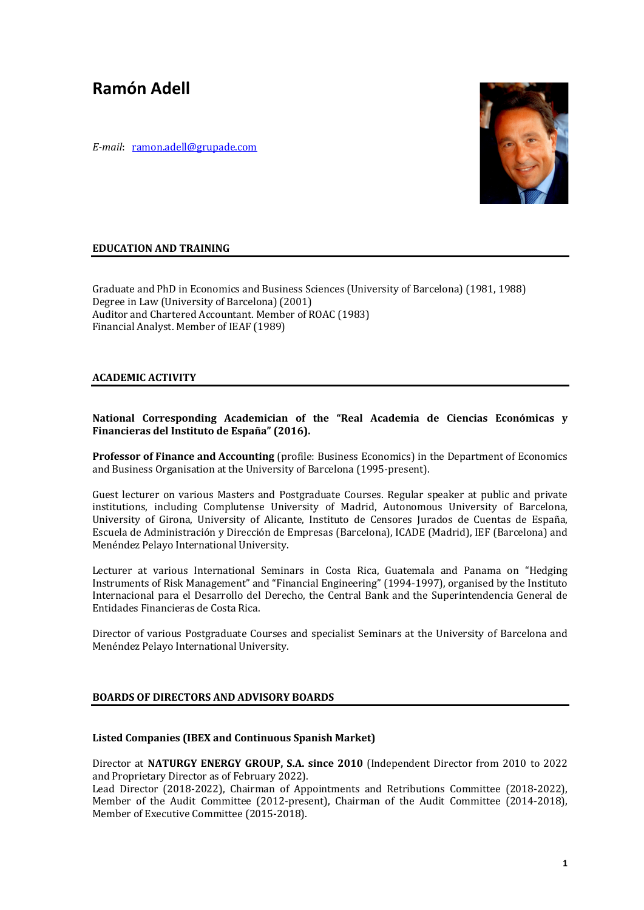# Ramón Adell

*E-mail*: [ramon.adell@grupade.com](mailto:ramon.adell@grupade.com)

## EDUCATION AND TRAINING

Graduate and PhD in Economics and Business Sciences (University of Barcelona) (1981, 1988)
Degree in Law (University of Barcelona) (2001)
Auditor and Chartered Accountant. Member of ROAC (1983)
Financial Analyst. Member of IEAF (1989)

## ACADEMIC ACTIVITY

**National Corresponding Academician of the "Real Academia de Ciencias Económicas y Financieras del Instituto de España" (2016).**

**Professor of Finance and Accounting** (profile: Business Economics) in the Department of Economics and Business Organisation at the University of Barcelona (1995-present).

Guest lecturer on various Masters and Postgraduate Courses. Regular speaker at public and private institutions, including Complutense University of Madrid, Autonomous University of Barcelona, University of Girona, University of Alicante, Instituto de Censores Jurados de Cuentas de España, Escuela de Administración y Dirección de Empresas (Barcelona), ICADE (Madrid), IEF (Barcelona) and Menéndez Pelayo International University.

Lecturer at various International Seminars in Costa Rica, Guatemala and Panama on "Hedging Instruments of Risk Management" and "Financial Engineering" (1994-1997), organised by the Instituto Internacional para el Desarrollo del Derecho, the Central Bank and the Superintendencia General de Entidades Financieras de Costa Rica.

Director of various Postgraduate Courses and specialist Seminars at the University of Barcelona and Menéndez Pelayo International University.

## BOARDS OF DIRECTORS AND ADVISORY BOARDS

### Listed Companies (IBEX and Continuous Spanish Market)

Director at **NATURGY ENERGY GROUP, S.A. since 2010** (Independent Director from 2010 to 2022 and Proprietary Director as of February 2022).
Lead Director (2018-2022), Chairman of Appointments and Retributions Committee (2018-2022), Member of the Audit Committee (2012-present), Chairman of the Audit Committee (2014-2018), Member of Executive Committee (2015-2018).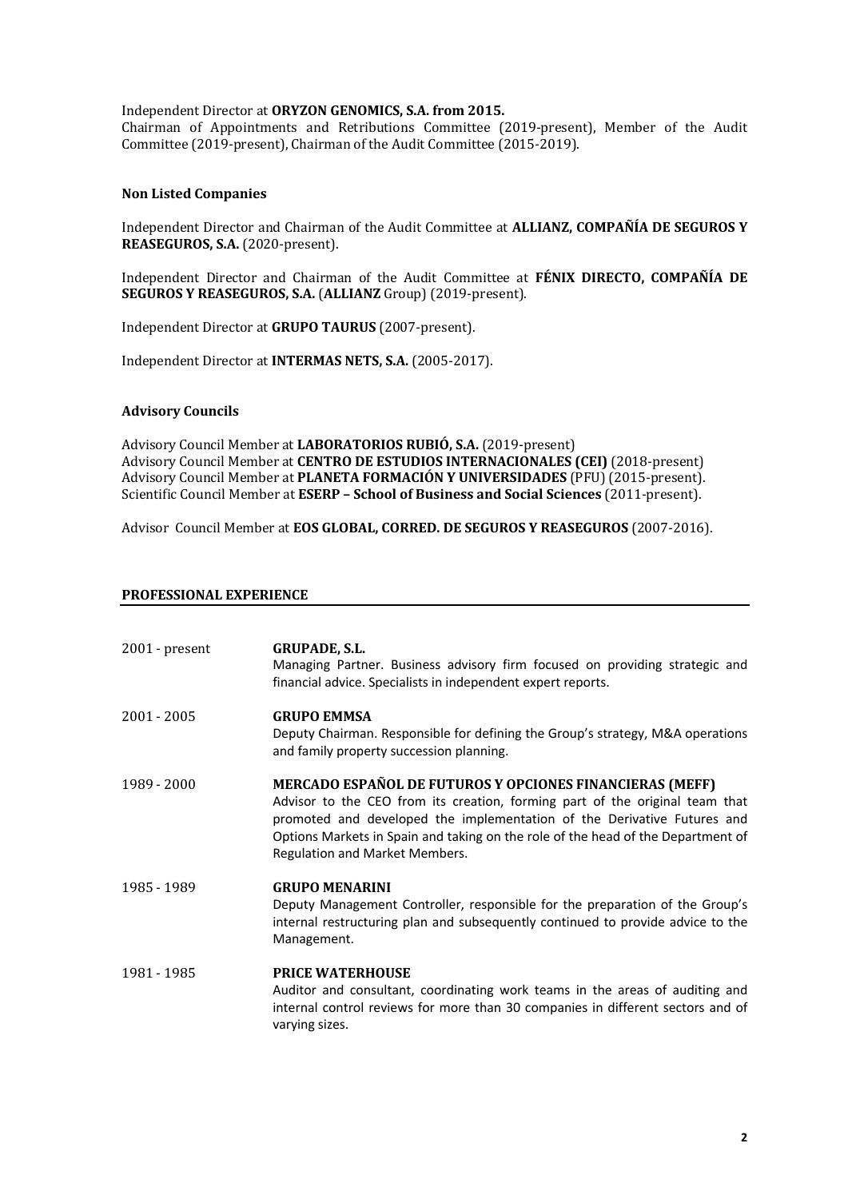Independent Director at **ORYZON GENOMICS, S.A. from 2015.**
Chairman of Appointments and Retributions Committee (2019-present), Member of the Audit Committee (2019-present), Chairman of the Audit Committee (2015-2019).

**Non Listed Companies**

Independent Director and Chairman of the Audit Committee at **ALLIANZ, COMPAÑÍA DE SEGUROS Y REASEGUROS, S.A.** (2020-present).

Independent Director and Chairman of the Audit Committee at **FÉNIX DIRECTO, COMPAÑÍA DE SEGUROS Y REASEGUROS, S.A.** (**ALLIANZ** Group) (2019-present).

Independent Director at **GRUPO TAURUS** (2007-present).

Independent Director at **INTERMAS NETS, S.A.** (2005-2017).

**Advisory Councils**

Advisory Council Member at **LABORATORIOS RUBIÓ, S.A.** (2019-present)
Advisory Council Member at **CENTRO DE ESTUDIOS INTERNACIONALES (CEI)** (2018-present)
Advisory Council Member at **PLANETA FORMACIÓN Y UNIVERSIDADES** (PFU) (2015-present).
Scientific Council Member at **ESERP – School of Business and Social Sciences** (2011-present).

Advisor Council Member at **EOS GLOBAL, CORRED. DE SEGUROS Y REASEGUROS** (2007-2016).

## PROFESSIONAL EXPERIENCE

**2001 - present** — **GRUPADE, S.L.**
Managing Partner. Business advisory firm focused on providing strategic and financial advice. Specialists in independent expert reports.

**2001 - 2005** — **GRUPO EMMSA**
Deputy Chairman. Responsible for defining the Group's strategy, M&A operations and family property succession planning.

**1989 - 2000** — **MERCADO ESPAÑOL DE FUTUROS Y OPCIONES FINANCIERAS (MEFF)**
Advisor to the CEO from its creation, forming part of the original team that promoted and developed the implementation of the Derivative Futures and Options Markets in Spain and taking on the role of the head of the Department of Regulation and Market Members.

**1985 - 1989** — **GRUPO MENARINI**
Deputy Management Controller, responsible for the preparation of the Group's internal restructuring plan and subsequently continued to provide advice to the Management.

**1981 - 1985** — **PRICE WATERHOUSE**
Auditor and consultant, coordinating work teams in the areas of auditing and internal control reviews for more than 30 companies in different sectors and of varying sizes.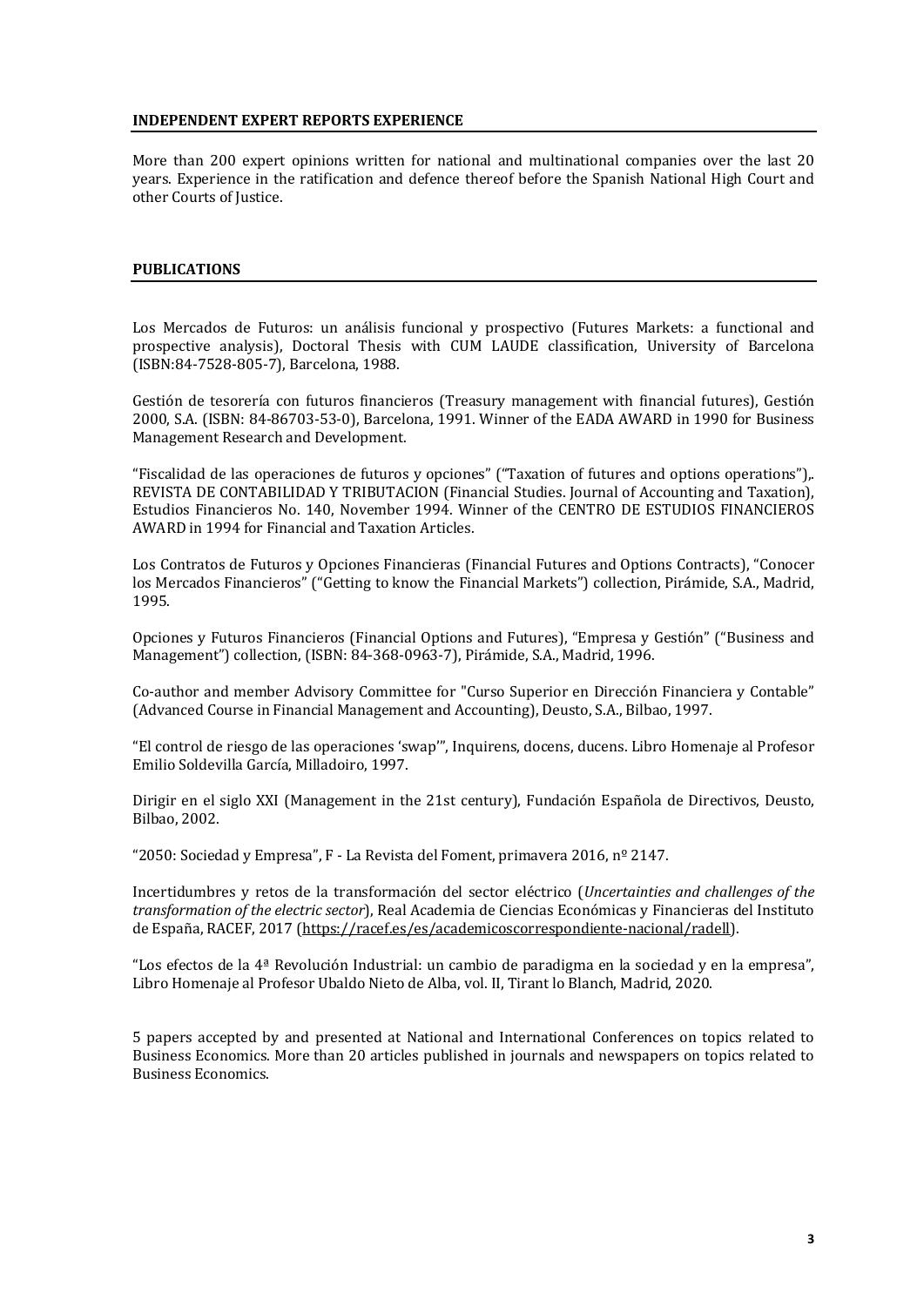## INDEPENDENT EXPERT REPORTS EXPERIENCE

More than 200 expert opinions written for national and multinational companies over the last 20 years. Experience in the ratification and defence thereof before the Spanish National High Court and other Courts of Justice.

## PUBLICATIONS

Los Mercados de Futuros: un análisis funcional y prospectivo (Futures Markets: a functional and prospective analysis), Doctoral Thesis with CUM LAUDE classification, University of Barcelona (ISBN:84-7528-805-7), Barcelona, 1988.

Gestión de tesorería con futuros financieros (Treasury management with financial futures), Gestión 2000, S.A. (ISBN: 84-86703-53-0), Barcelona, 1991. Winner of the EADA AWARD in 1990 for Business Management Research and Development.

"Fiscalidad de las operaciones de futuros y opciones" ("Taxation of futures and options operations"),. REVISTA DE CONTABILIDAD Y TRIBUTACION (Financial Studies. Journal of Accounting and Taxation), Estudios Financieros No. 140, November 1994. Winner of the CENTRO DE ESTUDIOS FINANCIEROS AWARD in 1994 for Financial and Taxation Articles.

Los Contratos de Futuros y Opciones Financieras (Financial Futures and Options Contracts), "Conocer los Mercados Financieros" ("Getting to know the Financial Markets") collection, Pirámide, S.A., Madrid, 1995.

Opciones y Futuros Financieros (Financial Options and Futures), "Empresa y Gestión" ("Business and Management") collection, (ISBN: 84-368-0963-7), Pirámide, S.A., Madrid, 1996.

Co-author and member Advisory Committee for "Curso Superior en Dirección Financiera y Contable" (Advanced Course in Financial Management and Accounting), Deusto, S.A., Bilbao, 1997.

"El control de riesgo de las operaciones 'swap'", Inquirens, docens, ducens. Libro Homenaje al Profesor Emilio Soldevilla García, Milladoiro, 1997.

Dirigir en el siglo XXI (Management in the 21st century), Fundación Española de Directivos, Deusto, Bilbao, 2002.

"2050: Sociedad y Empresa", F - La Revista del Foment, primavera 2016, nº 2147.

Incertidumbres y retos de la transformación del sector eléctrico (*Uncertainties and challenges of the transformation of the electric sector*), Real Academia de Ciencias Económicas y Financieras del Instituto de España, RACEF, 2017 (https://racef.es/es/academicoscorrespondiente-nacional/radell).

"Los efectos de la 4ª Revolución Industrial: un cambio de paradigma en la sociedad y en la empresa", Libro Homenaje al Profesor Ubaldo Nieto de Alba, vol. II, Tirant lo Blanch, Madrid, 2020.

5 papers accepted by and presented at National and International Conferences on topics related to Business Economics. More than 20 articles published in journals and newspapers on topics related to Business Economics.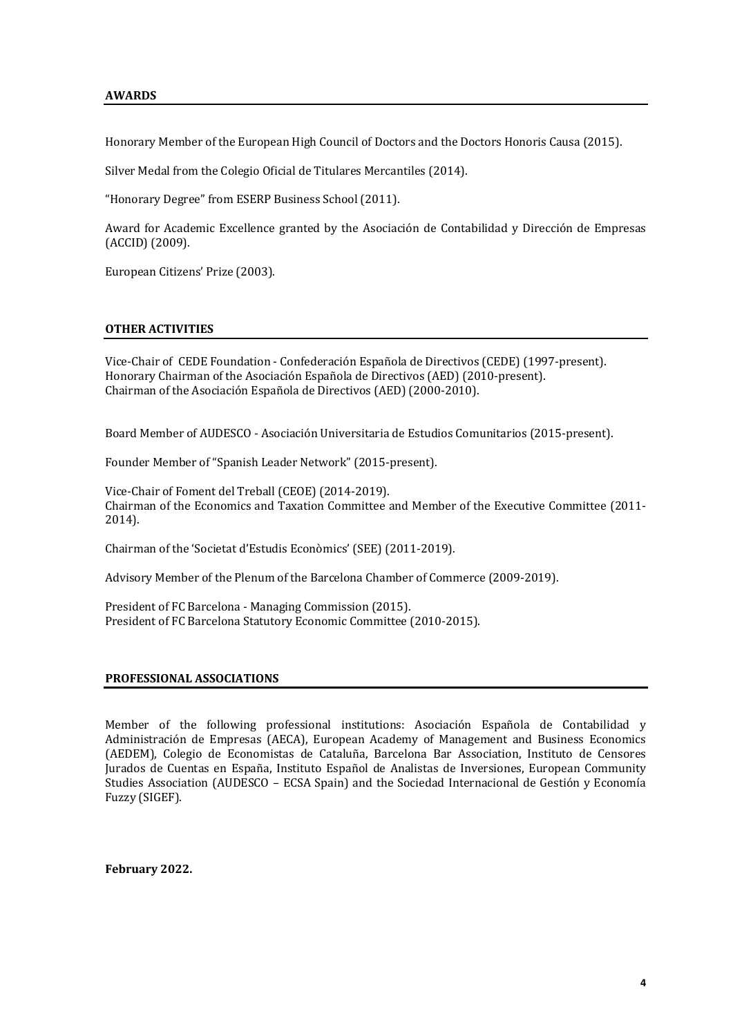## AWARDS

Honorary Member of the European High Council of Doctors and the Doctors Honoris Causa (2015).

Silver Medal from the Colegio Oficial de Titulares Mercantiles (2014).

"Honorary Degree" from ESERP Business School (2011).

Award for Academic Excellence granted by the Asociación de Contabilidad y Dirección de Empresas (ACCID) (2009).

European Citizens' Prize (2003).

## OTHER ACTIVITIES

Vice-Chair of CEDE Foundation - Confederación Española de Directivos (CEDE) (1997-present).
Honorary Chairman of the Asociación Española de Directivos (AED) (2010-present).
Chairman of the Asociación Española de Directivos (AED) (2000-2010).

Board Member of AUDESCO - Asociación Universitaria de Estudios Comunitarios (2015-present).

Founder Member of "Spanish Leader Network" (2015-present).

Vice-Chair of Foment del Treball (CEOE) (2014-2019).
Chairman of the Economics and Taxation Committee and Member of the Executive Committee (2011-2014).

Chairman of the 'Societat d'Estudis Econòmics' (SEE) (2011-2019).

Advisory Member of the Plenum of the Barcelona Chamber of Commerce (2009-2019).

President of FC Barcelona - Managing Commission (2015).
President of FC Barcelona Statutory Economic Committee (2010-2015).

## PROFESSIONAL ASSOCIATIONS

Member of the following professional institutions: Asociación Española de Contabilidad y Administración de Empresas (AECA), European Academy of Management and Business Economics (AEDEM), Colegio de Economistas de Cataluña, Barcelona Bar Association, Instituto de Censores Jurados de Cuentas en España, Instituto Español de Analistas de Inversiones, European Community Studies Association (AUDESCO – ECSA Spain) and the Sociedad Internacional de Gestión y Economía Fuzzy (SIGEF).

**February 2022.**